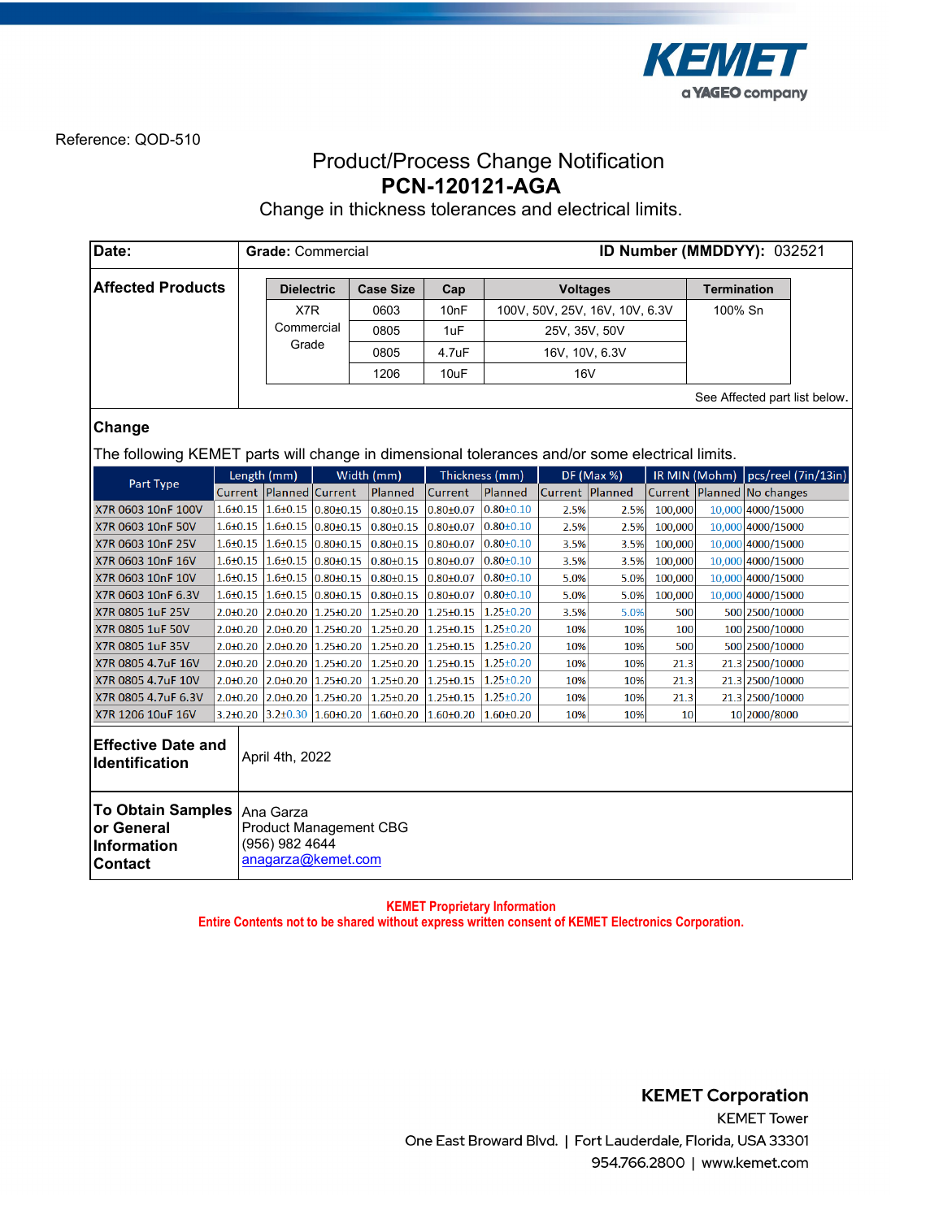Reference: QOD-510

# Product/Process Change Notification

## PCN-120121-AGA

Change in thickness tolerances and electrical limits.

**Date:** | **Grade:** Commercial | **ID Number (MMDDYY):** 032521

## Affected Products

| Dielectric | Case Size | Cap | Voltages | Termination |
|---|---|---|---|---|
| X7R Commercial Grade | 0603 | 10nF | 100V, 50V, 25V, 16V, 10V, 6.3V | 100% Sn |
| | 0805 | 1uF | 25V, 35V, 50V | |
| | 0805 | 4.7uF | 16V, 10V, 6.3V | |
| | 1206 | 10uF | 16V | |

See Affected part list below.

## Change

The following KEMET parts will change in dimensional tolerances and/or some electrical limits.

| Part Type | Length (mm) | | Width (mm) | | Thickness (mm) | | DF (Max %) | | IR MIN (Mohm) | | pcs/reel (7in/13in) |
|---|---|---|---|---|---|---|---|---|---|---|---|
| | Current | Planned | Current | Planned | Current | Planned | Current | Planned | Current | Planned | No changes |
| X7R 0603 10nF 100V | 1.6±0.15 | 1.6±0.15 | 0.80±0.15 | 0.80±0.15 | 0.80±0.07 | 0.80±0.10 | 2.5% | 2.5% | 100,000 | 10,000 | 4000/15000 |
| X7R 0603 10nF 50V | 1.6±0.15 | 1.6±0.15 | 0.80±0.15 | 0.80±0.15 | 0.80±0.07 | 0.80±0.10 | 2.5% | 2.5% | 100,000 | 10,000 | 4000/15000 |
| X7R 0603 10nF 25V | 1.6±0.15 | 1.6±0.15 | 0.80±0.15 | 0.80±0.15 | 0.80±0.07 | 0.80±0.10 | 3.5% | 3.5% | 100,000 | 10,000 | 4000/15000 |
| X7R 0603 10nF 16V | 1.6±0.15 | 1.6±0.15 | 0.80±0.15 | 0.80±0.15 | 0.80±0.07 | 0.80±0.10 | 3.5% | 3.5% | 100,000 | 10,000 | 4000/15000 |
| X7R 0603 10nF 10V | 1.6±0.15 | 1.6±0.15 | 0.80±0.15 | 0.80±0.15 | 0.80±0.07 | 0.80±0.10 | 5.0% | 5.0% | 100,000 | 10,000 | 4000/15000 |
| X7R 0603 10nF 6.3V | 1.6±0.15 | 1.6±0.15 | 0.80±0.15 | 0.80±0.15 | 0.80±0.07 | 0.80±0.10 | 5.0% | 5.0% | 100,000 | 10,000 | 4000/15000 |
| X7R 0805 1uF 25V | 2.0±0.20 | 2.0±0.20 | 1.25±0.20 | 1.25±0.20 | 1.25±0.15 | 1.25±0.20 | 3.5% | 5.0% | 500 | 500 | 2500/10000 |
| X7R 0805 1uF 50V | 2.0±0.20 | 2.0±0.20 | 1.25±0.20 | 1.25±0.20 | 1.25±0.15 | 1.25±0.20 | 10% | 10% | 100 | 100 | 2500/10000 |
| X7R 0805 1uF 35V | 2.0±0.20 | 2.0±0.20 | 1.25±0.20 | 1.25±0.20 | 1.25±0.15 | 1.25±0.20 | 10% | 10% | 500 | 500 | 2500/10000 |
| X7R 0805 4.7uF 16V | 2.0±0.20 | 2.0±0.20 | 1.25±0.20 | 1.25±0.20 | 1.25±0.15 | 1.25±0.20 | 10% | 10% | 21.3 | 21.3 | 2500/10000 |
| X7R 0805 4.7uF 10V | 2.0±0.20 | 2.0±0.20 | 1.25±0.20 | 1.25±0.20 | 1.25±0.15 | 1.25±0.20 | 10% | 10% | 21.3 | 21.3 | 2500/10000 |
| X7R 0805 4.7uF 6.3V | 2.0±0.20 | 2.0±0.20 | 1.25±0.20 | 1.25±0.20 | 1.25±0.15 | 1.25±0.20 | 10% | 10% | 21.3 | 21.3 | 2500/10000 |
| X7R 1206 10uF 16V | 3.2±0.20 | 3.2±0.30 | 1.60±0.20 | 1.60±0.20 | 1.60±0.20 | 1.60±0.20 | 10% | 10% | 10 | 10 | 2000/8000 |

## Effective Date and Identification

April 4th, 2022

## To Obtain Samples or General Information Contact

Ana Garza
Product Management CBG
(956) 982 4644
anagarza@kemet.com

**KEMET Proprietary Information**
**Entire Contents not to be shared without express written consent of KEMET Electronics Corporation.**

**KEMET Corporation**
KEMET Tower
One East Broward Blvd. | Fort Lauderdale, Florida, USA 33301
954.766.2800 | www.kemet.com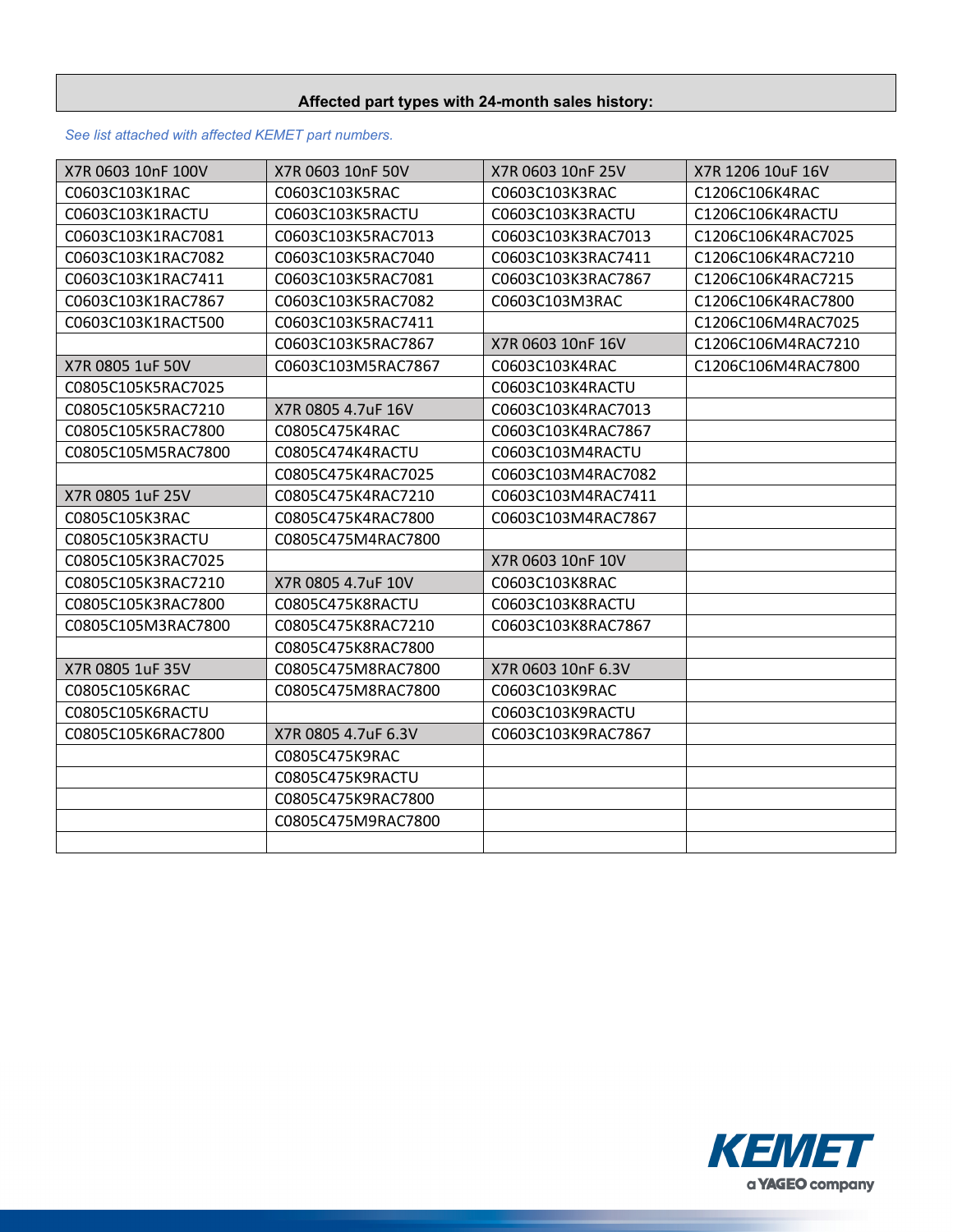**Affected part types with 24-month sales history:**

*See list attached with affected KEMET part numbers.*

| X7R 0603 10nF 100V | X7R 0603 10nF 50V | X7R 0603 10nF 25V | X7R 1206 10uF 16V |
|---|---|---|---|
| C0603C103K1RAC | C0603C103K5RAC | C0603C103K3RAC | C1206C106K4RAC |
| C0603C103K1RACTU | C0603C103K5RACTU | C0603C103K3RACTU | C1206C106K4RACTU |
| C0603C103K1RAC7081 | C0603C103K5RAC7013 | C0603C103K3RAC7013 | C1206C106K4RAC7025 |
| C0603C103K1RAC7082 | C0603C103K5RAC7040 | C0603C103K3RAC7411 | C1206C106K4RAC7210 |
| C0603C103K1RAC7411 | C0603C103K5RAC7081 | C0603C103K3RAC7867 | C1206C106K4RAC7215 |
| C0603C103K1RAC7867 | C0603C103K5RAC7082 | C0603C103M3RAC | C1206C106K4RAC7800 |
| C0603C103K1RACT500 | C0603C103K5RAC7411 | | C1206C106M4RAC7025 |
| | C0603C103K5RAC7867 | X7R 0603 10nF 16V | C1206C106M4RAC7210 |
| X7R 0805 1uF 50V | C0603C103M5RAC7867 | C0603C103K4RAC | C1206C106M4RAC7800 |
| C0805C105K5RAC7025 | | C0603C103K4RACTU | |
| C0805C105K5RAC7210 | X7R 0805 4.7uF 16V | C0603C103K4RAC7013 | |
| C0805C105K5RAC7800 | C0805C475K4RAC | C0603C103K4RAC7867 | |
| C0805C105M5RAC7800 | C0805C474K4RACTU | C0603C103M4RACTU | |
| | C0805C475K4RAC7025 | C0603C103M4RAC7082 | |
| X7R 0805 1uF 25V | C0805C475K4RAC7210 | C0603C103M4RAC7411 | |
| C0805C105K3RAC | C0805C475K4RAC7800 | C0603C103M4RAC7867 | |
| C0805C105K3RACTU | C0805C475M4RAC7800 | | |
| C0805C105K3RAC7025 | | X7R 0603 10nF 10V | |
| C0805C105K3RAC7210 | X7R 0805 4.7uF 10V | C0603C103K8RAC | |
| C0805C105K3RAC7800 | C0805C475K8RACTU | C0603C103K8RACTU | |
| C0805C105M3RAC7800 | C0805C475K8RAC7210 | C0603C103K8RAC7867 | |
| | C0805C475K8RAC7800 | | |
| X7R 0805 1uF 35V | C0805C475M8RAC7800 | X7R 0603 10nF 6.3V | |
| C0805C105K6RAC | C0805C475M8RAC7800 | C0603C103K9RAC | |
| C0805C105K6RACTU | | C0603C103K9RACTU | |
| C0805C105K6RAC7800 | X7R 0805 4.7uF 6.3V | C0603C103K9RAC7867 | |
| | C0805C475K9RAC | | |
| | C0805C475K9RACTU | | |
| | C0805C475K9RAC7800 | | |
| | C0805C475M9RAC7800 | | |
| | | | |